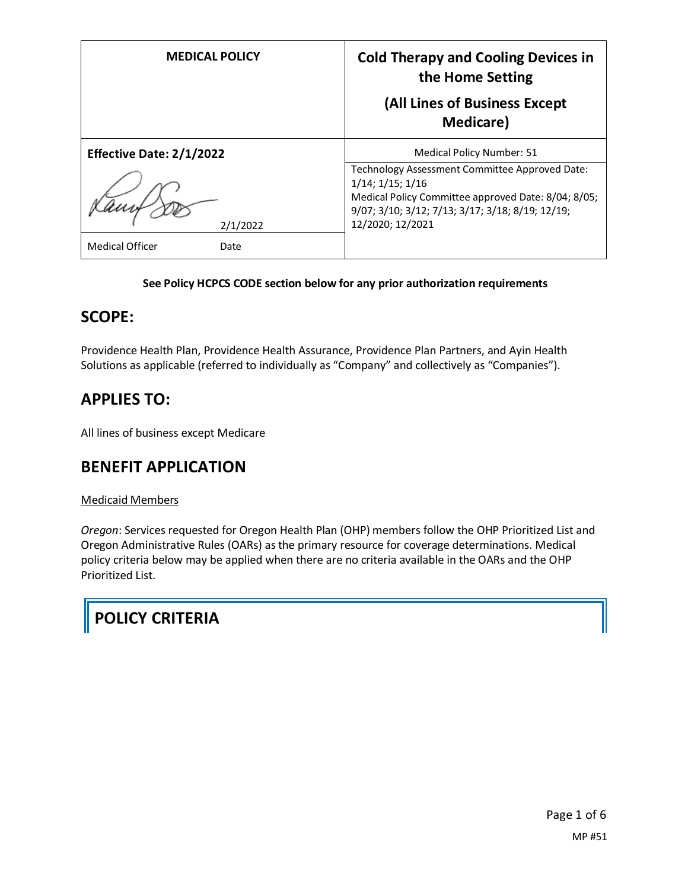| MEDICAL POLICY | Cold Therapy and Cooling Devices in the Home Setting (All Lines of Business Except Medicare) |
|---|---|
| **Effective Date: 2/1/2022** | Medical Policy Number: 51 |
| 2/1/2022 | Technology Assessment Committee Approved Date: 1/14; 1/15; 1/16<br>Medical Policy Committee approved Date: 8/04; 8/05; 9/07; 3/10; 3/12; 7/13; 3/17; 3/18; 8/19; 12/19; 12/2020; 12/2021 |
| Medical Officer Date | |

**See Policy HCPCS CODE section below for any prior authorization requirements**

## SCOPE:

Providence Health Plan, Providence Health Assurance, Providence Plan Partners, and Ayin Health Solutions as applicable (referred to individually as "Company" and collectively as "Companies").

## APPLIES TO:

All lines of business except Medicare

## BENEFIT APPLICATION

Medicaid Members

*Oregon*: Services requested for Oregon Health Plan (OHP) members follow the OHP Prioritized List and Oregon Administrative Rules (OARs) as the primary resource for coverage determinations. Medical policy criteria below may be applied when there are no criteria available in the OARs and the OHP Prioritized List.

## POLICY CRITERIA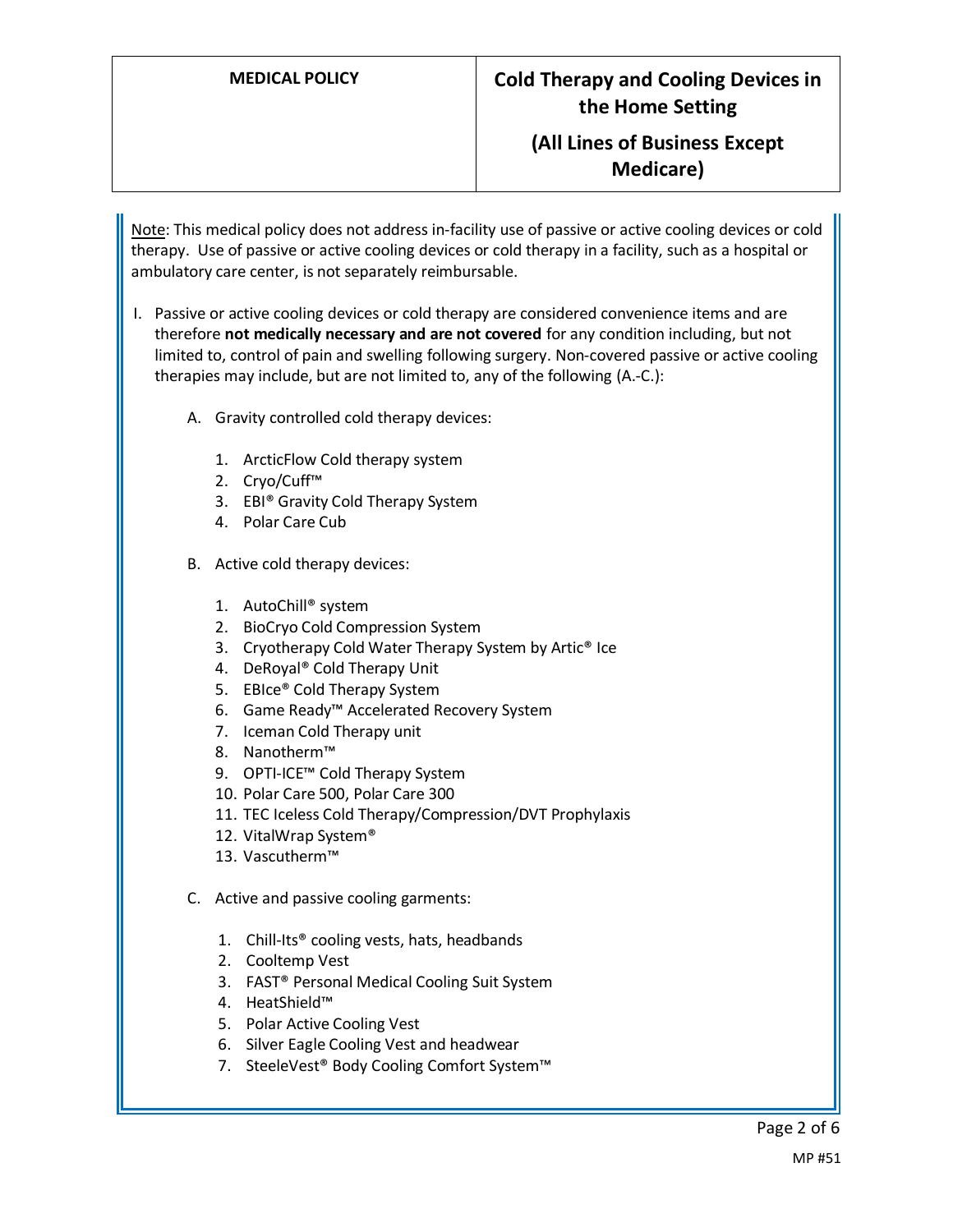Note: This medical policy does not address in-facility use of passive or active cooling devices or cold therapy. Use of passive or active cooling devices or cold therapy in a facility, such as a hospital or ambulatory care center, is not separately reimbursable.

I. Passive or active cooling devices or cold therapy are considered convenience items and are therefore **not medically necessary and are not covered** for any condition including, but not limited to, control of pain and swelling following surgery. Non-covered passive or active cooling therapies may include, but are not limited to, any of the following (A.-C.):

   A. Gravity controlled cold therapy devices:

      1. ArcticFlow Cold therapy system
      2. Cryo/Cuff™
      3. EBI® Gravity Cold Therapy System
      4. Polar Care Cub

   B. Active cold therapy devices:

      1. AutoChill® system
      2. BioCryo Cold Compression System
      3. Cryotherapy Cold Water Therapy System by Artic® Ice
      4. DeRoyal® Cold Therapy Unit
      5. EBIce® Cold Therapy System
      6. Game Ready™ Accelerated Recovery System
      7. Iceman Cold Therapy unit
      8. Nanotherm™
      9. OPTI-ICE™ Cold Therapy System
      10. Polar Care 500, Polar Care 300
      11. TEC Iceless Cold Therapy/Compression/DVT Prophylaxis
      12. VitalWrap System®
      13. Vascutherm™

   C. Active and passive cooling garments:

      1. Chill-Its® cooling vests, hats, headbands
      2. Cooltemp Vest
      3. FAST® Personal Medical Cooling Suit System
      4. HeatShield™
      5. Polar Active Cooling Vest
      6. Silver Eagle Cooling Vest and headwear
      7. SteeleVest® Body Cooling Comfort System™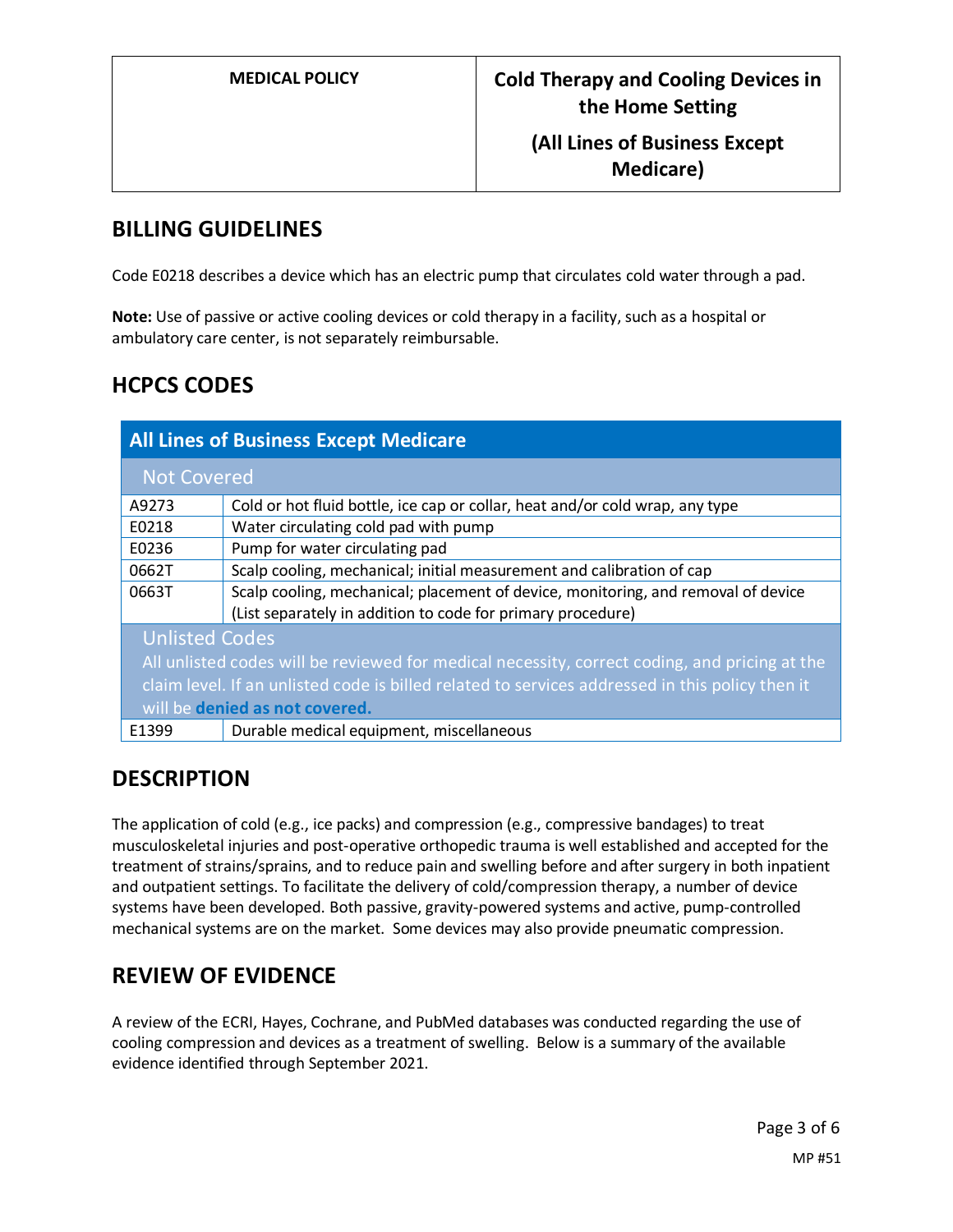## BILLING GUIDELINES

Code E0218 describes a device which has an electric pump that circulates cold water through a pad.

**Note:** Use of passive or active cooling devices or cold therapy in a facility, such as a hospital or ambulatory care center, is not separately reimbursable.

## HCPCS CODES

| All Lines of Business Except Medicare | |
|---|---|
| **Not Covered** | |
| A9273 | Cold or hot fluid bottle, ice cap or collar, heat and/or cold wrap, any type |
| E0218 | Water circulating cold pad with pump |
| E0236 | Pump for water circulating pad |
| 0662T | Scalp cooling, mechanical; initial measurement and calibration of cap |
| 0663T | Scalp cooling, mechanical; placement of device, monitoring, and removal of device (List separately in addition to code for primary procedure) |
| **Unlisted Codes**<br>All unlisted codes will be reviewed for medical necessity, correct coding, and pricing at the claim level. If an unlisted code is billed related to services addressed in this policy then it will be **denied as not covered.** | |
| E1399 | Durable medical equipment, miscellaneous |

## DESCRIPTION

The application of cold (e.g., ice packs) and compression (e.g., compressive bandages) to treat musculoskeletal injuries and post-operative orthopedic trauma is well established and accepted for the treatment of strains/sprains, and to reduce pain and swelling before and after surgery in both inpatient and outpatient settings. To facilitate the delivery of cold/compression therapy, a number of device systems have been developed. Both passive, gravity-powered systems and active, pump-controlled mechanical systems are on the market. Some devices may also provide pneumatic compression.

## REVIEW OF EVIDENCE

A review of the ECRI, Hayes, Cochrane, and PubMed databases was conducted regarding the use of cooling compression and devices as a treatment of swelling. Below is a summary of the available evidence identified through September 2021.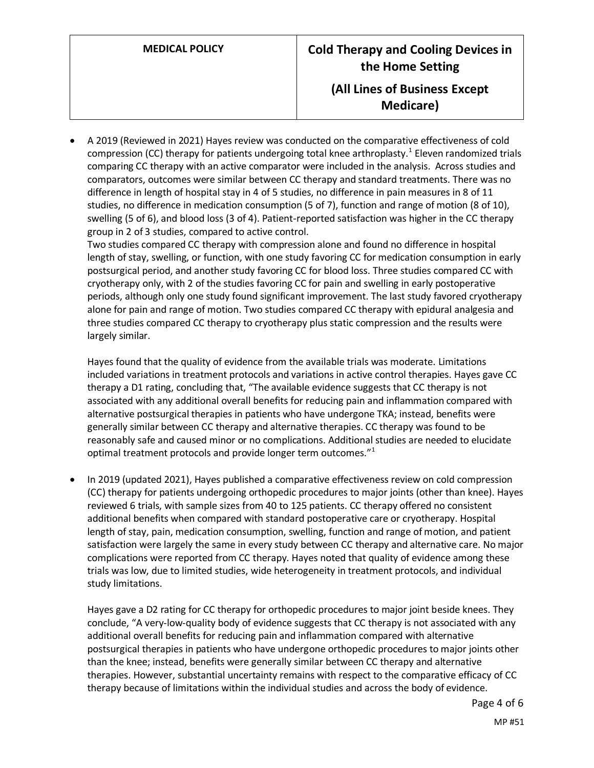- A 2019 (Reviewed in 2021) Hayes review was conducted on the comparative effectiveness of cold compression (CC) therapy for patients undergoing total knee arthroplasty.[1] Eleven randomized trials comparing CC therapy with an active comparator were included in the analysis. Across studies and comparators, outcomes were similar between CC therapy and standard treatments. There was no difference in length of hospital stay in 4 of 5 studies, no difference in pain measures in 8 of 11 studies, no difference in medication consumption (5 of 7), function and range of motion (8 of 10), swelling (5 of 6), and blood loss (3 of 4). Patient-reported satisfaction was higher in the CC therapy group in 2 of 3 studies, compared to active control.
  Two studies compared CC therapy with compression alone and found no difference in hospital length of stay, swelling, or function, with one study favoring CC for medication consumption in early postsurgical period, and another study favoring CC for blood loss. Three studies compared CC with cryotherapy only, with 2 of the studies favoring CC for pain and swelling in early postoperative periods, although only one study found significant improvement. The last study favored cryotherapy alone for pain and range of motion. Two studies compared CC therapy with epidural analgesia and three studies compared CC therapy to cryotherapy plus static compression and the results were largely similar.

  Hayes found that the quality of evidence from the available trials was moderate. Limitations included variations in treatment protocols and variations in active control therapies. Hayes gave CC therapy a D1 rating, concluding that, "The available evidence suggests that CC therapy is not associated with any additional overall benefits for reducing pain and inflammation compared with alternative postsurgical therapies in patients who have undergone TKA; instead, benefits were generally similar between CC therapy and alternative therapies. CC therapy was found to be reasonably safe and caused minor or no complications. Additional studies are needed to elucidate optimal treatment protocols and provide longer term outcomes."[1]

- In 2019 (updated 2021), Hayes published a comparative effectiveness review on cold compression (CC) therapy for patients undergoing orthopedic procedures to major joints (other than knee). Hayes reviewed 6 trials, with sample sizes from 40 to 125 patients. CC therapy offered no consistent additional benefits when compared with standard postoperative care or cryotherapy. Hospital length of stay, pain, medication consumption, swelling, function and range of motion, and patient satisfaction were largely the same in every study between CC therapy and alternative care. No major complications were reported from CC therapy. Hayes noted that quality of evidence among these trials was low, due to limited studies, wide heterogeneity in treatment protocols, and individual study limitations.

  Hayes gave a D2 rating for CC therapy for orthopedic procedures to major joint beside knees. They conclude, "A very-low-quality body of evidence suggests that CC therapy is not associated with any additional overall benefits for reducing pain and inflammation compared with alternative postsurgical therapies in patients who have undergone orthopedic procedures to major joints other than the knee; instead, benefits were generally similar between CC therapy and alternative therapies. However, substantial uncertainty remains with respect to the comparative efficacy of CC therapy because of limitations within the individual studies and across the body of evidence.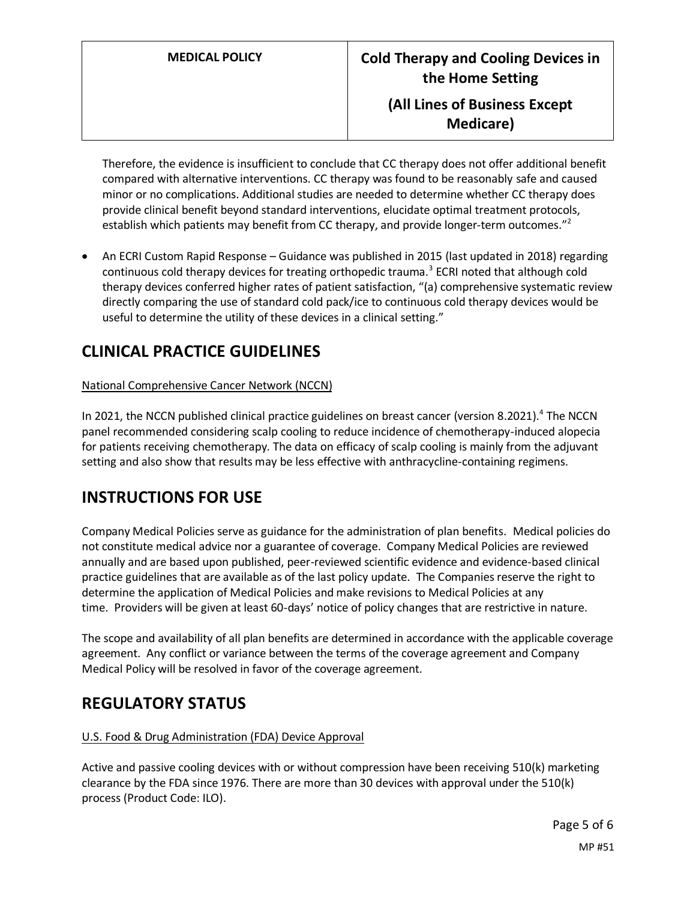Therefore, the evidence is insufficient to conclude that CC therapy does not offer additional benefit compared with alternative interventions. CC therapy was found to be reasonably safe and caused minor or no complications. Additional studies are needed to determine whether CC therapy does provide clinical benefit beyond standard interventions, elucidate optimal treatment protocols, establish which patients may benefit from CC therapy, and provide longer-term outcomes."[2]

- An ECRI Custom Rapid Response – Guidance was published in 2015 (last updated in 2018) regarding continuous cold therapy devices for treating orthopedic trauma.[3] ECRI noted that although cold therapy devices conferred higher rates of patient satisfaction, "(a) comprehensive systematic review directly comparing the use of standard cold pack/ice to continuous cold therapy devices would be useful to determine the utility of these devices in a clinical setting."

## CLINICAL PRACTICE GUIDELINES

National Comprehensive Cancer Network (NCCN)

In 2021, the NCCN published clinical practice guidelines on breast cancer (version 8.2021).[4] The NCCN panel recommended considering scalp cooling to reduce incidence of chemotherapy-induced alopecia for patients receiving chemotherapy. The data on efficacy of scalp cooling is mainly from the adjuvant setting and also show that results may be less effective with anthracycline-containing regimens.

## INSTRUCTIONS FOR USE

Company Medical Policies serve as guidance for the administration of plan benefits. Medical policies do not constitute medical advice nor a guarantee of coverage. Company Medical Policies are reviewed annually and are based upon published, peer-reviewed scientific evidence and evidence-based clinical practice guidelines that are available as of the last policy update. The Companies reserve the right to determine the application of Medical Policies and make revisions to Medical Policies at any time. Providers will be given at least 60-days' notice of policy changes that are restrictive in nature.

The scope and availability of all plan benefits are determined in accordance with the applicable coverage agreement. Any conflict or variance between the terms of the coverage agreement and Company Medical Policy will be resolved in favor of the coverage agreement.

## REGULATORY STATUS

U.S. Food & Drug Administration (FDA) Device Approval

Active and passive cooling devices with or without compression have been receiving 510(k) marketing clearance by the FDA since 1976. There are more than 30 devices with approval under the 510(k) process (Product Code: ILO).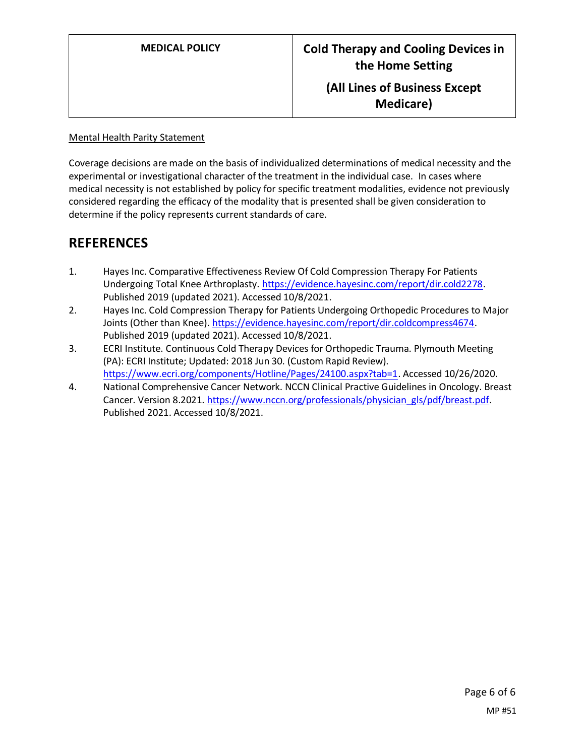Mental Health Parity Statement

Coverage decisions are made on the basis of individualized determinations of medical necessity and the experimental or investigational character of the treatment in the individual case. In cases where medical necessity is not established by policy for specific treatment modalities, evidence not previously considered regarding the efficacy of the modality that is presented shall be given consideration to determine if the policy represents current standards of care.

## REFERENCES

1. Hayes Inc. Comparative Effectiveness Review Of Cold Compression Therapy For Patients Undergoing Total Knee Arthroplasty. https://evidence.hayesinc.com/report/dir.cold2278. Published 2019 (updated 2021). Accessed 10/8/2021.
2. Hayes Inc. Cold Compression Therapy for Patients Undergoing Orthopedic Procedures to Major Joints (Other than Knee). https://evidence.hayesinc.com/report/dir.coldcompress4674. Published 2019 (updated 2021). Accessed 10/8/2021.
3. ECRI Institute. Continuous Cold Therapy Devices for Orthopedic Trauma. Plymouth Meeting (PA): ECRI Institute; Updated: 2018 Jun 30. (Custom Rapid Review). https://www.ecri.org/components/Hotline/Pages/24100.aspx?tab=1. Accessed 10/26/2020.
4. National Comprehensive Cancer Network. NCCN Clinical Practive Guidelines in Oncology. Breast Cancer. Version 8.2021. https://www.nccn.org/professionals/physician_gls/pdf/breast.pdf. Published 2021. Accessed 10/8/2021.